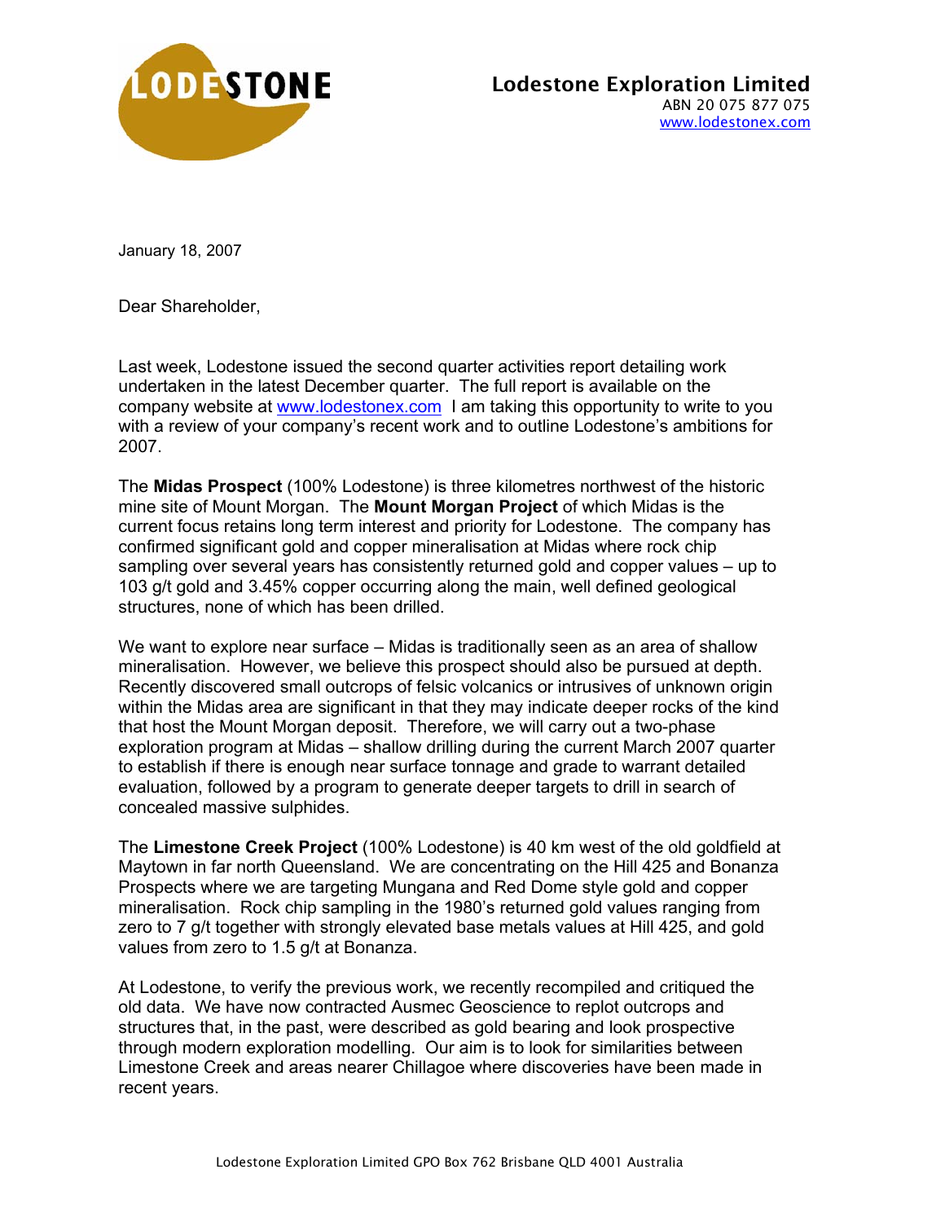**Lodestone Exploration Limited**
ABN 20 075 877 075
www.lodestonex.com

January 18, 2007

Dear Shareholder,

Last week, Lodestone issued the second quarter activities report detailing work undertaken in the latest December quarter. The full report is available on the company website at www.lodestonex.com I am taking this opportunity to write to you with a review of your company's recent work and to outline Lodestone's ambitions for 2007.

The **Midas Prospect** (100% Lodestone) is three kilometres northwest of the historic mine site of Mount Morgan. The **Mount Morgan Project** of which Midas is the current focus retains long term interest and priority for Lodestone. The company has confirmed significant gold and copper mineralisation at Midas where rock chip sampling over several years has consistently returned gold and copper values – up to 103 g/t gold and 3.45% copper occurring along the main, well defined geological structures, none of which has been drilled.

We want to explore near surface – Midas is traditionally seen as an area of shallow mineralisation. However, we believe this prospect should also be pursued at depth. Recently discovered small outcrops of felsic volcanics or intrusives of unknown origin within the Midas area are significant in that they may indicate deeper rocks of the kind that host the Mount Morgan deposit. Therefore, we will carry out a two-phase exploration program at Midas – shallow drilling during the current March 2007 quarter to establish if there is enough near surface tonnage and grade to warrant detailed evaluation, followed by a program to generate deeper targets to drill in search of concealed massive sulphides.

The **Limestone Creek Project** (100% Lodestone) is 40 km west of the old goldfield at Maytown in far north Queensland. We are concentrating on the Hill 425 and Bonanza Prospects where we are targeting Mungana and Red Dome style gold and copper mineralisation. Rock chip sampling in the 1980's returned gold values ranging from zero to 7 g/t together with strongly elevated base metals values at Hill 425, and gold values from zero to 1.5 g/t at Bonanza.

At Lodestone, to verify the previous work, we recently recompiled and critiqued the old data. We have now contracted Ausmec Geoscience to replot outcrops and structures that, in the past, were described as gold bearing and look prospective through modern exploration modelling. Our aim is to look for similarities between Limestone Creek and areas nearer Chillagoe where discoveries have been made in recent years.

Lodestone Exploration Limited GPO Box 762 Brisbane QLD 4001 Australia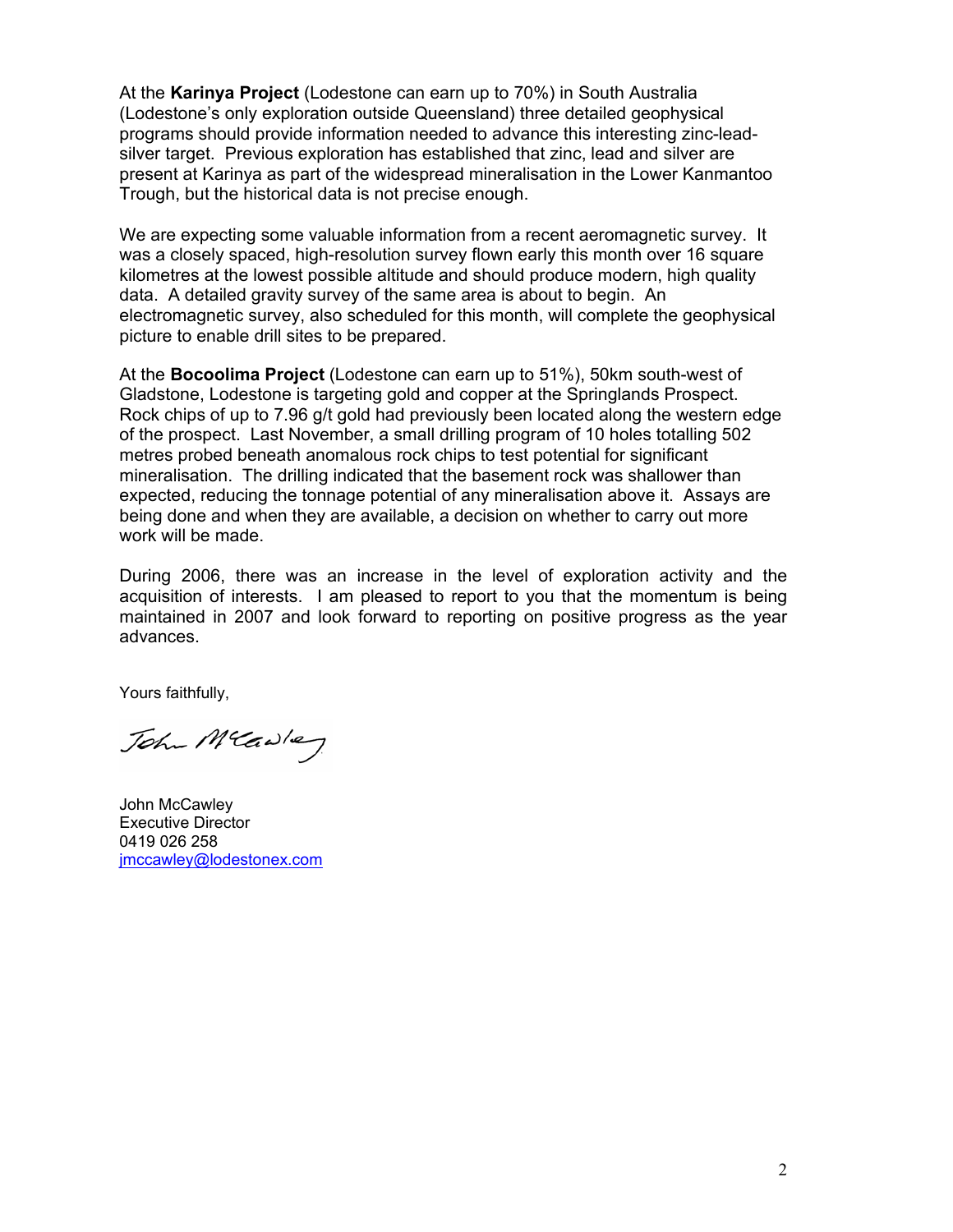At the **Karinya Project** (Lodestone can earn up to 70%) in South Australia (Lodestone's only exploration outside Queensland) three detailed geophysical programs should provide information needed to advance this interesting zinc-lead-silver target. Previous exploration has established that zinc, lead and silver are present at Karinya as part of the widespread mineralisation in the Lower Kanmantoo Trough, but the historical data is not precise enough.

We are expecting some valuable information from a recent aeromagnetic survey. It was a closely spaced, high-resolution survey flown early this month over 16 square kilometres at the lowest possible altitude and should produce modern, high quality data. A detailed gravity survey of the same area is about to begin. An electromagnetic survey, also scheduled for this month, will complete the geophysical picture to enable drill sites to be prepared.

At the **Bocoolima Project** (Lodestone can earn up to 51%), 50km south-west of Gladstone, Lodestone is targeting gold and copper at the Springlands Prospect. Rock chips of up to 7.96 g/t gold had previously been located along the western edge of the prospect. Last November, a small drilling program of 10 holes totalling 502 metres probed beneath anomalous rock chips to test potential for significant mineralisation. The drilling indicated that the basement rock was shallower than expected, reducing the tonnage potential of any mineralisation above it. Assays are being done and when they are available, a decision on whether to carry out more work will be made.

During 2006, there was an increase in the level of exploration activity and the acquisition of interests. I am pleased to report to you that the momentum is being maintained in 2007 and look forward to reporting on positive progress as the year advances.

Yours faithfully,

John McCawley

John McCawley
Executive Director
0419 026 258
jmccawley@lodestonex.com